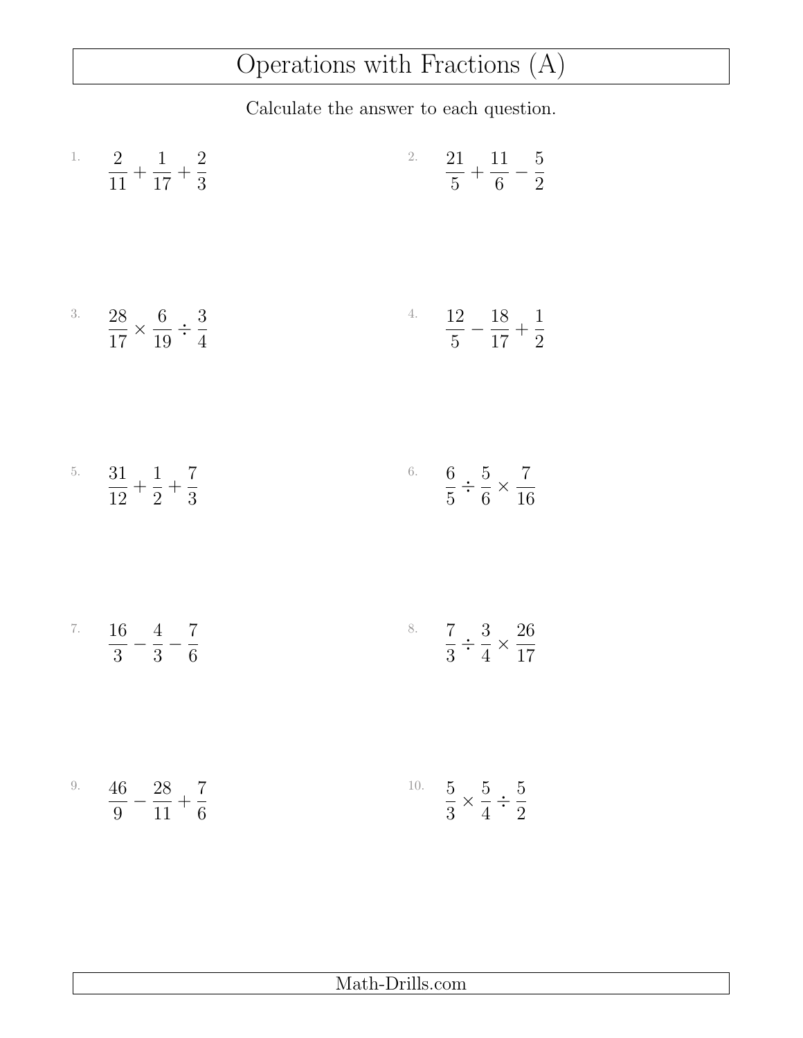# Operations with Fractions (A)

Calculate the answer to each question.

1. $\frac{2}{11} + \frac{1}{17} + \frac{2}{3}$

2. $\frac{21}{5} + \frac{11}{6} - \frac{5}{2}$

3. $\frac{28}{17} \times \frac{6}{19} \div \frac{3}{4}$

4. $\frac{12}{5} - \frac{18}{17} + \frac{1}{2}$

5. $\frac{31}{12} + \frac{1}{2} + \frac{7}{3}$

6. $\frac{6}{5} \div \frac{5}{6} \times \frac{7}{16}$

7. $\frac{16}{3} - \frac{4}{3} - \frac{7}{6}$

8. $\frac{7}{3} \div \frac{3}{4} \times \frac{26}{17}$

9. $\frac{46}{9} - \frac{28}{11} + \frac{7}{6}$

10. $\frac{5}{3} \times \frac{5}{4} \div \frac{5}{2}$

Math-Drills.com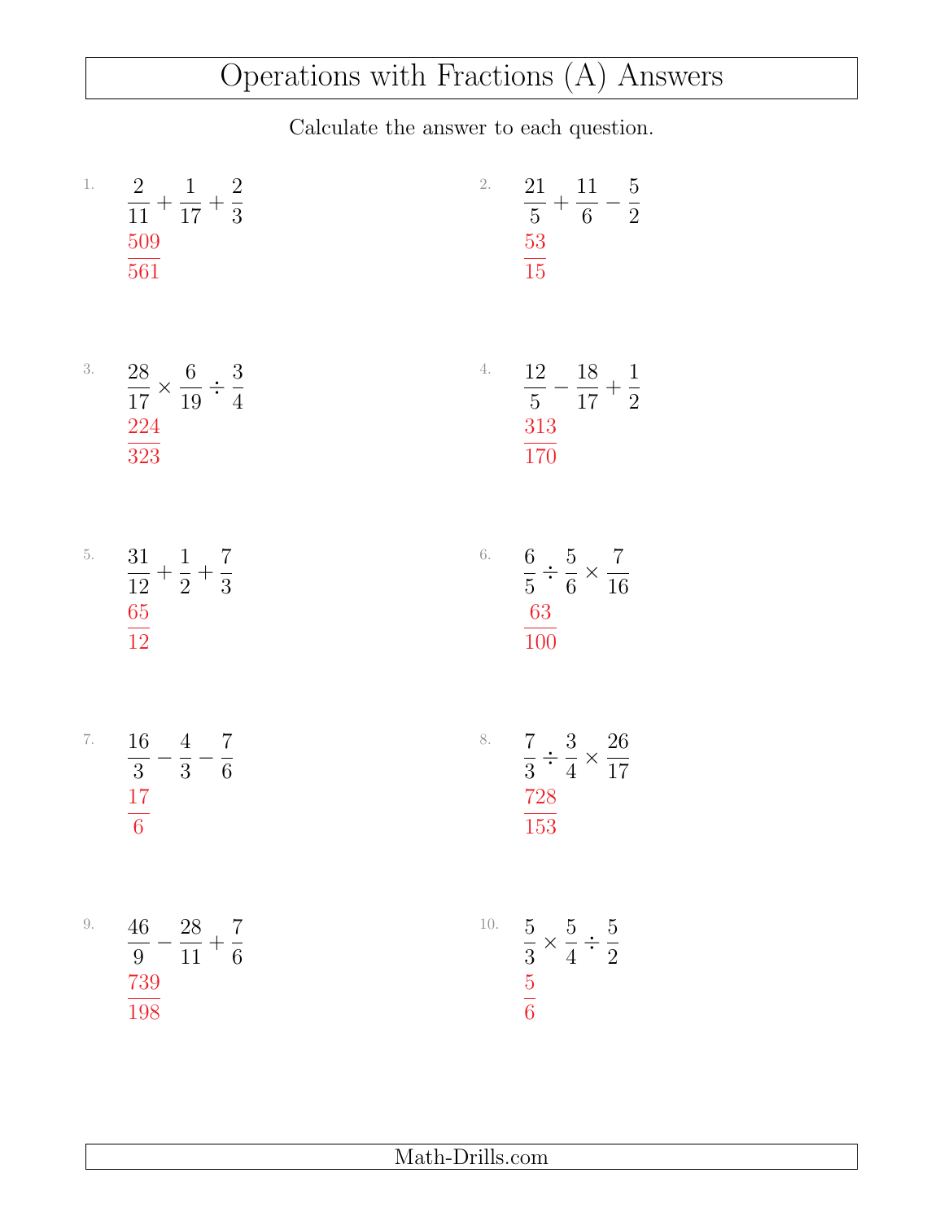# Operations with Fractions (A) Answers

Calculate the answer to each question.

1. $\frac{2}{11} + \frac{1}{17} + \frac{2}{3}$

   $\frac{509}{561}$

2. $\frac{21}{5} + \frac{11}{6} - \frac{5}{2}$

   $\frac{53}{15}$

3. $\frac{28}{17} \times \frac{6}{19} \div \frac{3}{4}$

   $\frac{224}{323}$

4. $\frac{12}{5} - \frac{18}{17} + \frac{1}{2}$

   $\frac{313}{170}$

5. $\frac{31}{12} + \frac{1}{2} + \frac{7}{3}$

   $\frac{65}{12}$

6. $\frac{6}{5} \div \frac{5}{6} \times \frac{7}{16}$

   $\frac{63}{100}$

7. $\frac{16}{3} - \frac{4}{3} - \frac{7}{6}$

   $\frac{17}{6}$

8. $\frac{7}{3} \div \frac{3}{4} \times \frac{26}{17}$

   $\frac{728}{153}$

9. $\frac{46}{9} - \frac{28}{11} + \frac{7}{6}$

   $\frac{739}{198}$

10. $\frac{5}{3} \times \frac{5}{4} \div \frac{5}{2}$

    $\frac{5}{6}$

Math-Drills.com